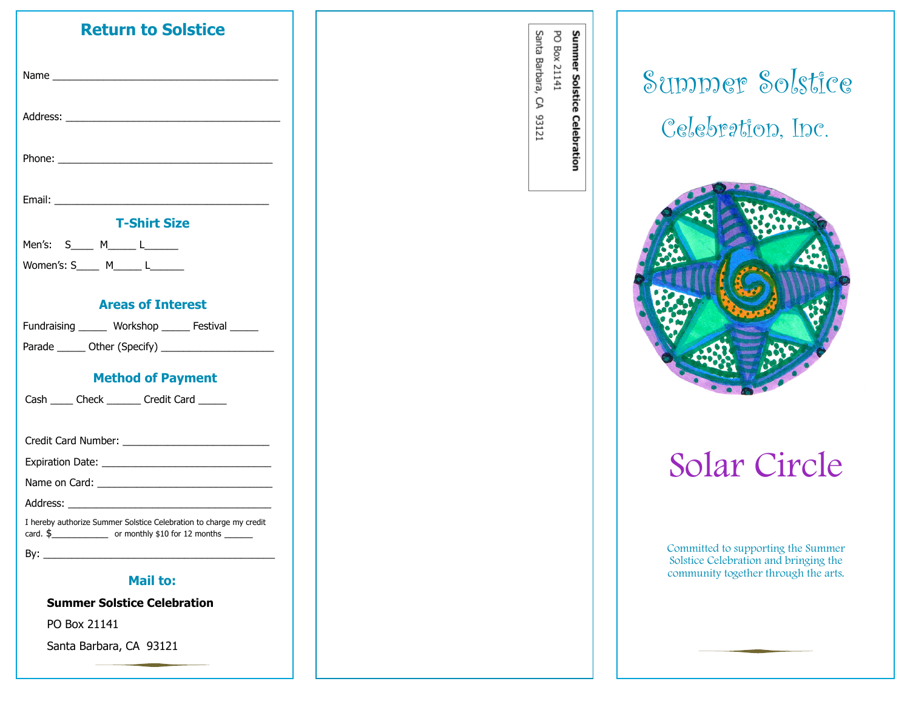## Return to Solstice

Name ______________________________________

Address: ___________________________________

Phone: _____________________________________

Email: _____________________________________

### T-Shirt Size

Men's: S____ M_____ L______

Women's: S____ M_____ L______

### Areas of Interest

Fundraising _____ Workshop _____ Festival _____

Parade _____ Other (Specify) ____________________

### Method of Payment

Cash ____ Check ______ Credit Card _____

Credit Card Number: _________________________

Expiration Date: ____________________________

Name on Card: ______________________________

Address: ___________________________________

I hereby authorize Summer Solstice Celebration to charge my credit card. $___________ or monthly $10 for 12 months ______

By: _______________________________________

### Mail to:

**Summer Solstice Celebration**

PO Box 21141

Santa Barbara, CA 93121

**Summer Solstice Celebration**
PO Box 21141
Santa Barbara, CA 93121

# Summer Solstice Celebration, Inc.

# Solar Circle

Committed to supporting the Summer Solstice Celebration and bringing the community together through the arts.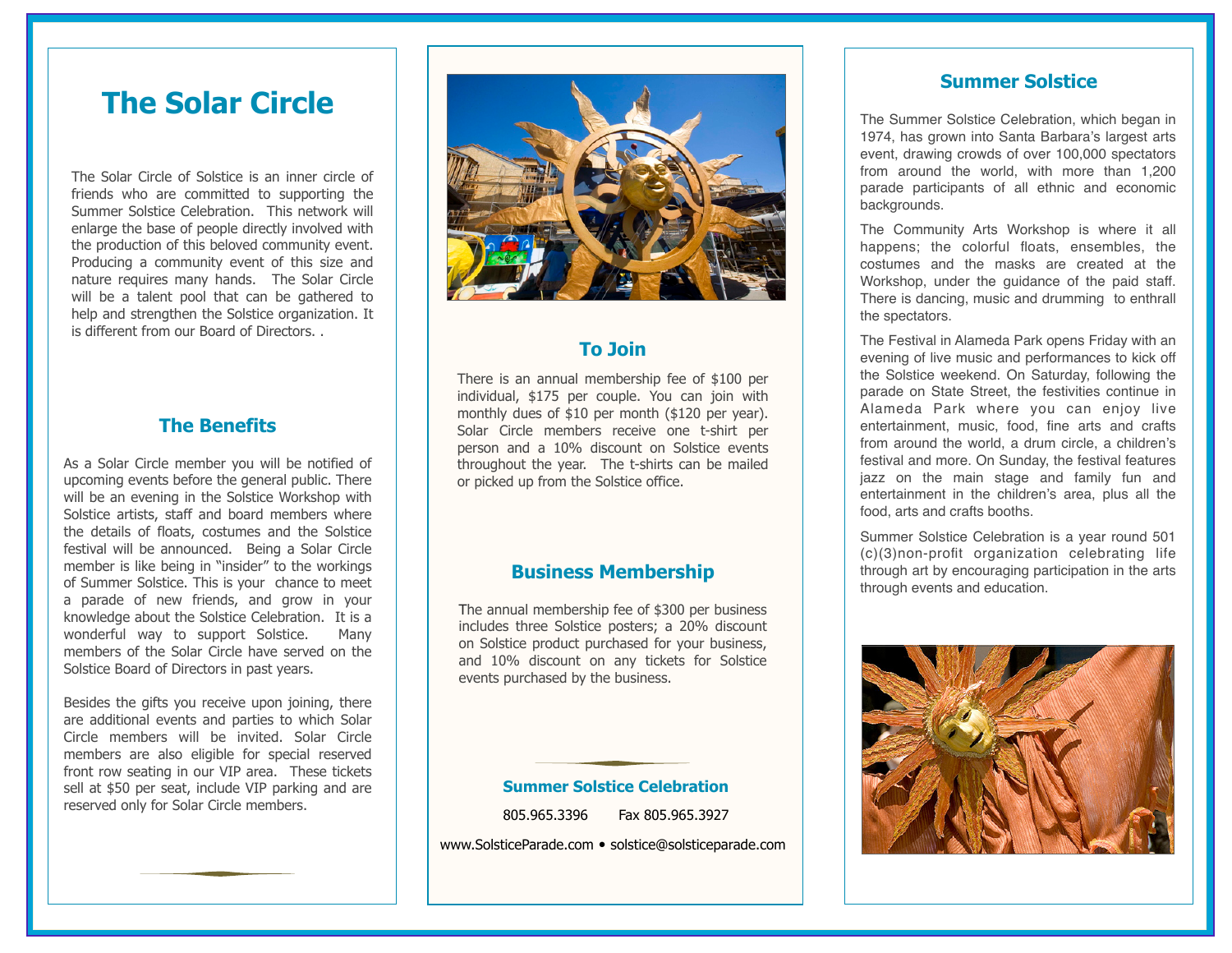# The Solar Circle

The Solar Circle of Solstice is an inner circle of friends who are committed to supporting the Summer Solstice Celebration. This network will enlarge the base of people directly involved with the production of this beloved community event. Producing a community event of this size and nature requires many hands. The Solar Circle will be a talent pool that can be gathered to help and strengthen the Solstice organization. It is different from our Board of Directors. .

## The Benefits

As a Solar Circle member you will be notified of upcoming events before the general public. There will be an evening in the Solstice Workshop with Solstice artists, staff and board members where the details of floats, costumes and the Solstice festival will be announced. Being a Solar Circle member is like being in "insider" to the workings of Summer Solstice. This is your chance to meet a parade of new friends, and grow in your knowledge about the Solstice Celebration. It is a wonderful way to support Solstice. Many members of the Solar Circle have served on the Solstice Board of Directors in past years.

Besides the gifts you receive upon joining, there are additional events and parties to which Solar Circle members will be invited. Solar Circle members are also eligible for special reserved front row seating in our VIP area. These tickets sell at $50 per seat, include VIP parking and are reserved only for Solar Circle members.

## To Join

There is an annual membership fee of $100 per individual, $175 per couple. You can join with monthly dues of $10 per month ($120 per year). Solar Circle members receive one t-shirt per person and a 10% discount on Solstice events throughout the year. The t-shirts can be mailed or picked up from the Solstice office.

## Business Membership

The annual membership fee of $300 per business includes three Solstice posters; a 20% discount on Solstice product purchased for your business, and 10% discount on any tickets for Solstice events purchased by the business.

**Summer Solstice Celebration**

805.965.3396 Fax 805.965.3927

www.SolsticeParade.com • solstice@solsticeparade.com

## Summer Solstice

The Summer Solstice Celebration, which began in 1974, has grown into Santa Barbara's largest arts event, drawing crowds of over 100,000 spectators from around the world, with more than 1,200 parade participants of all ethnic and economic backgrounds.

The Community Arts Workshop is where it all happens; the colorful floats, ensembles, the costumes and the masks are created at the Workshop, under the guidance of the paid staff. There is dancing, music and drumming to enthrall the spectators.

The Festival in Alameda Park opens Friday with an evening of live music and performances to kick off the Solstice weekend. On Saturday, following the parade on State Street, the festivities continue in Alameda Park where you can enjoy live entertainment, music, food, fine arts and crafts from around the world, a drum circle, a children's festival and more. On Sunday, the festival features jazz on the main stage and family fun and entertainment in the children's area, plus all the food, arts and crafts booths.

Summer Solstice Celebration is a year round 501 (c)(3)non-profit organization celebrating life through art by encouraging participation in the arts through events and education.